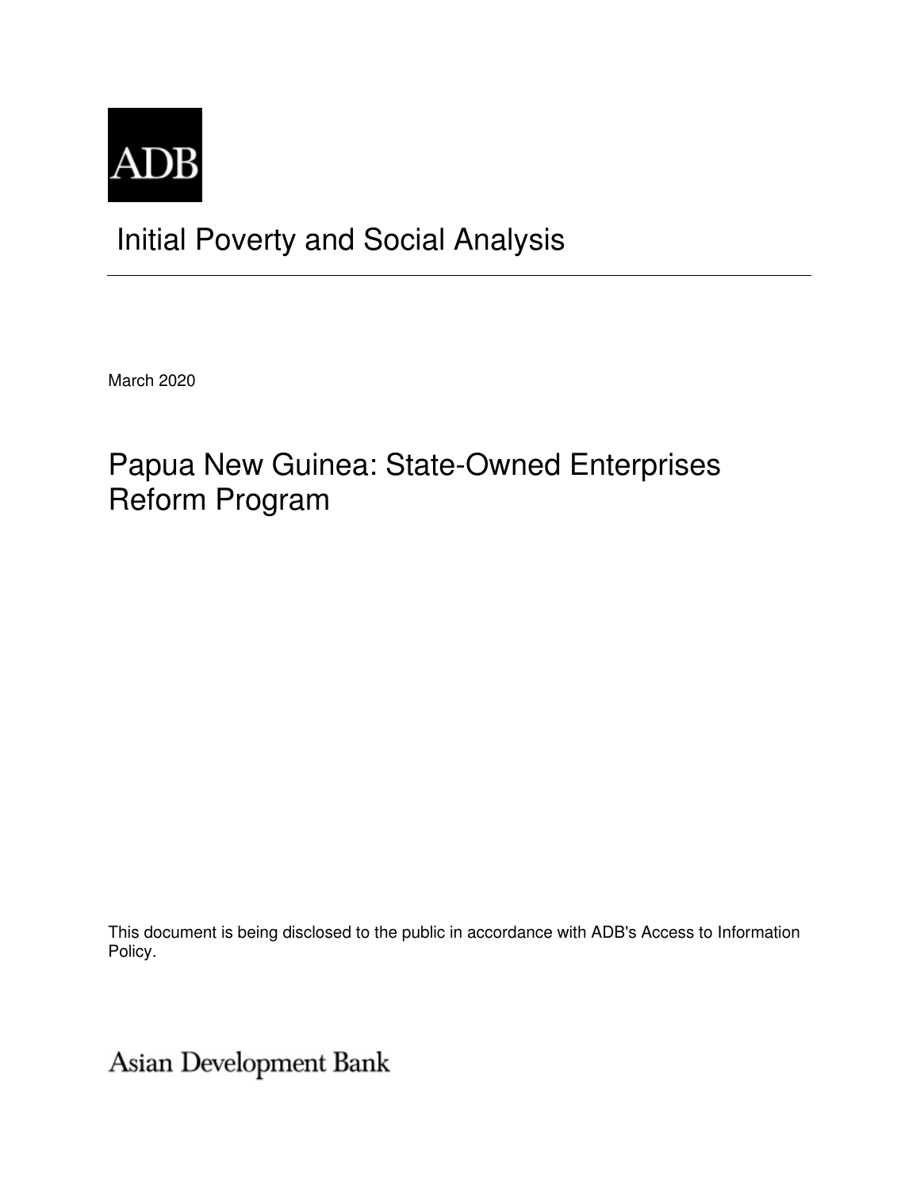ADB

# Initial Poverty and Social Analysis

March 2020

## Papua New Guinea: State-Owned Enterprises Reform Program

This document is being disclosed to the public in accordance with ADB's Access to Information Policy.

Asian Development Bank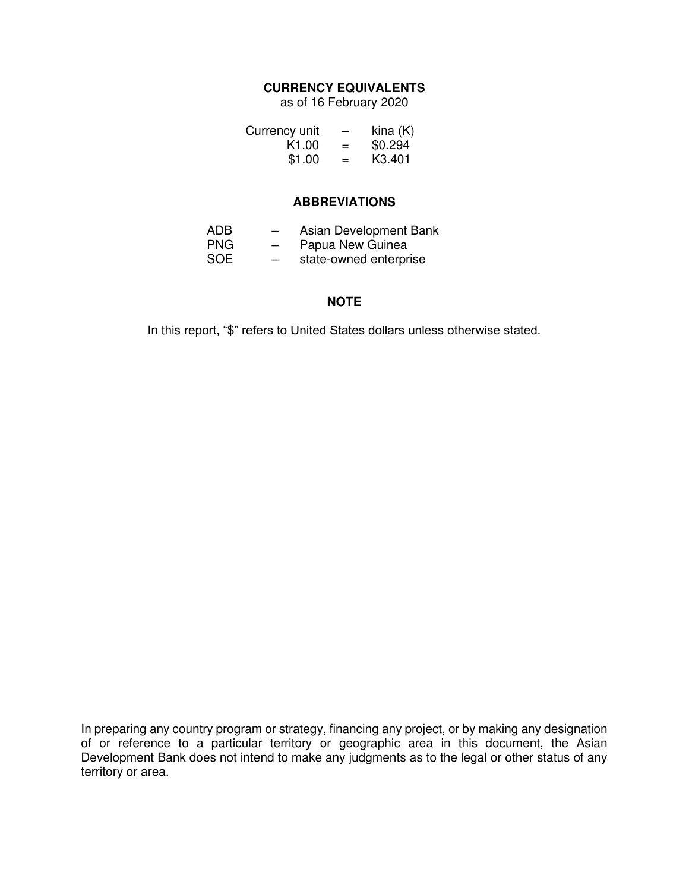## CURRENCY EQUIVALENTS

as of 16 February 2020

| | | |
|---|---|---|
| Currency unit | – | kina (K) |
| K1.00 | = | $0.294 |
| $1.00 | = | K3.401 |

## ABBREVIATIONS

| | | |
|---|---|---|
| ADB | – | Asian Development Bank |
| PNG | – | Papua New Guinea |
| SOE | – | state-owned enterprise |

## NOTE

In this report, "$" refers to United States dollars unless otherwise stated.

In preparing any country program or strategy, financing any project, or by making any designation of or reference to a particular territory or geographic area in this document, the Asian Development Bank does not intend to make any judgments as to the legal or other status of any territory or area.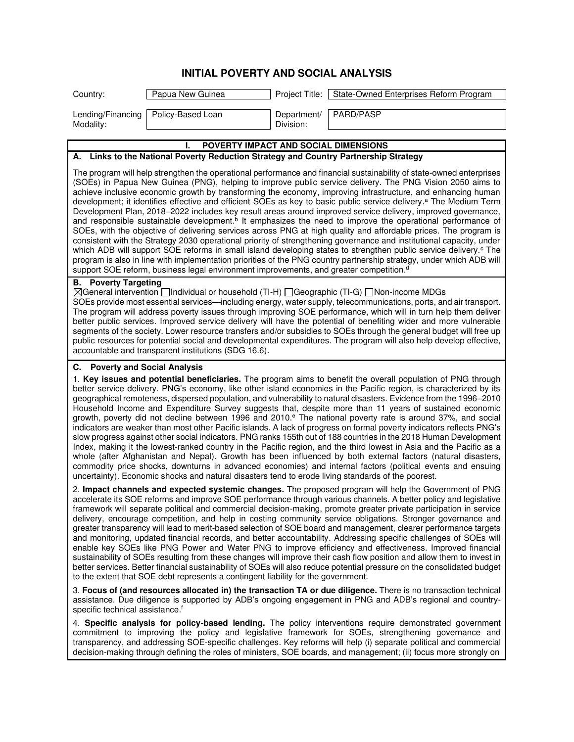# INITIAL POVERTY AND SOCIAL ANALYSIS

| Country: | Papua New Guinea | Project Title: | State-Owned Enterprises Reform Program |
|---|---|---|---|
| Lending/Financing Modality: | Policy-Based Loan | Department/ Division: | PARD/PASP |

## I. POVERTY IMPACT AND SOCIAL DIMENSIONS

### A. Links to the National Poverty Reduction Strategy and Country Partnership Strategy

The program will help strengthen the operational performance and financial sustainability of state-owned enterprises (SOEs) in Papua New Guinea (PNG), helping to improve public service delivery. The PNG Vision 2050 aims to achieve inclusive economic growth by transforming the economy, improving infrastructure, and enhancing human development; it identifies effective and efficient SOEs as key to basic public service delivery.[a] The Medium Term Development Plan, 2018–2022 includes key result areas around improved service delivery, improved governance, and responsible sustainable development.[b] It emphasizes the need to improve the operational performance of SOEs, with the objective of delivering services across PNG at high quality and affordable prices. The program is consistent with the Strategy 2030 operational priority of strengthening governance and institutional capacity, under which ADB will support SOE reforms in small island developing states to strengthen public service delivery.[c] The program is also in line with implementation priorities of the PNG country partnership strategy, under which ADB will support SOE reform, business legal environment improvements, and greater competition.[d]

### B. Poverty Targeting

☒General intervention ☐Individual or household (TI-H) ☐Geographic (TI-G) ☐Non-income MDGs

SOEs provide most essential services—including energy, water supply, telecommunications, ports, and air transport. The program will address poverty issues through improving SOE performance, which will in turn help them deliver better public services. Improved service delivery will have the potential of benefiting wider and more vulnerable segments of the society. Lower resource transfers and/or subsidies to SOEs through the general budget will free up public resources for potential social and developmental expenditures. The program will also help develop effective, accountable and transparent institutions (SDG 16.6).

### C. Poverty and Social Analysis

1. **Key issues and potential beneficiaries.** The program aims to benefit the overall population of PNG through better service delivery. PNG's economy, like other island economies in the Pacific region, is characterized by its geographical remoteness, dispersed population, and vulnerability to natural disasters. Evidence from the 1996–2010 Household Income and Expenditure Survey suggests that, despite more than 11 years of sustained economic growth, poverty did not decline between 1996 and 2010.[e] The national poverty rate is around 37%, and social indicators are weaker than most other Pacific islands. A lack of progress on formal poverty indicators reflects PNG's slow progress against other social indicators. PNG ranks 155th out of 188 countries in the 2018 Human Development Index, making it the lowest-ranked country in the Pacific region, and the third lowest in Asia and the Pacific as a whole (after Afghanistan and Nepal). Growth has been influenced by both external factors (natural disasters, commodity price shocks, downturns in advanced economies) and internal factors (political events and ensuing uncertainty). Economic shocks and natural disasters tend to erode living standards of the poorest.

2. **Impact channels and expected systemic changes.** The proposed program will help the Government of PNG accelerate its SOE reforms and improve SOE performance through various channels. A better policy and legislative framework will separate political and commercial decision-making, promote greater private participation in service delivery, encourage competition, and help in costing community service obligations. Stronger governance and greater transparency will lead to merit-based selection of SOE board and management, clearer performance targets and monitoring, updated financial records, and better accountability. Addressing specific challenges of SOEs will enable key SOEs like PNG Power and Water PNG to improve efficiency and effectiveness. Improved financial sustainability of SOEs resulting from these changes will improve their cash flow position and allow them to invest in better services. Better financial sustainability of SOEs will also reduce potential pressure on the consolidated budget to the extent that SOE debt represents a contingent liability for the government.

3. **Focus of (and resources allocated in) the transaction TA or due diligence.** There is no transaction technical assistance. Due diligence is supported by ADB's ongoing engagement in PNG and ADB's regional and country-specific technical assistance.[f]

4. **Specific analysis for policy-based lending.** The policy interventions require demonstrated government commitment to improving the policy and legislative framework for SOEs, strengthening governance and transparency, and addressing SOE-specific challenges. Key reforms will help (i) separate political and commercial decision-making through defining the roles of ministers, SOE boards, and management; (ii) focus more strongly on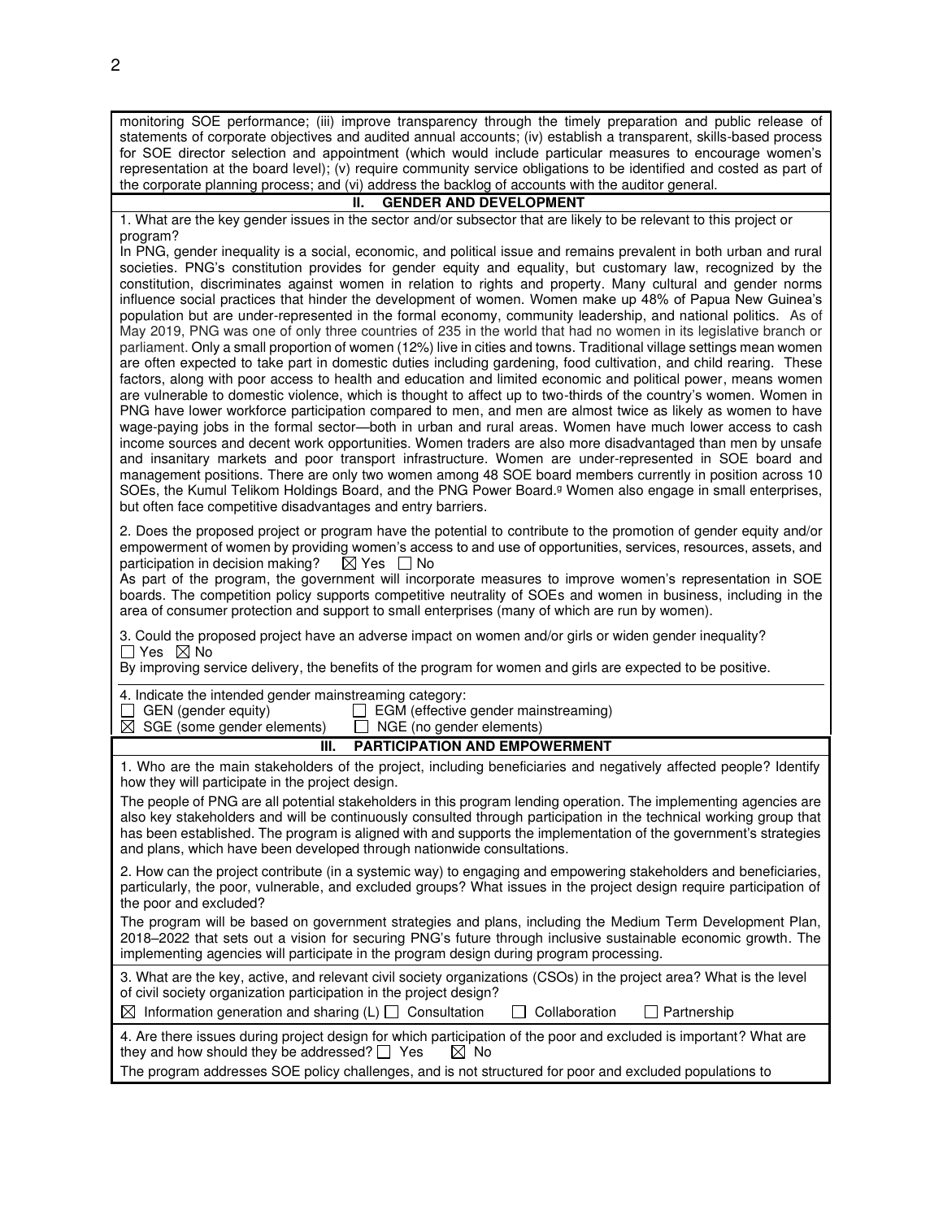monitoring SOE performance; (iii) improve transparency through the timely preparation and public release of statements of corporate objectives and audited annual accounts; (iv) establish a transparent, skills-based process for SOE director selection and appointment (which would include particular measures to encourage women's representation at the board level); (v) require community service obligations to be identified and costed as part of the corporate planning process; and (vi) address the backlog of accounts with the auditor general.

## II. GENDER AND DEVELOPMENT

1. What are the key gender issues in the sector and/or subsector that are likely to be relevant to this project or program?

In PNG, gender inequality is a social, economic, and political issue and remains prevalent in both urban and rural societies. PNG's constitution provides for gender equity and equality, but customary law, recognized by the constitution, discriminates against women in relation to rights and property. Many cultural and gender norms influence social practices that hinder the development of women. Women make up 48% of Papua New Guinea's population but are under-represented in the formal economy, community leadership, and national politics. As of May 2019, PNG was one of only three countries of 235 in the world that had no women in its legislative branch or parliament. Only a small proportion of women (12%) live in cities and towns. Traditional village settings mean women are often expected to take part in domestic duties including gardening, food cultivation, and child rearing. These factors, along with poor access to health and education and limited economic and political power, means women are vulnerable to domestic violence, which is thought to affect up to two-thirds of the country's women. Women in PNG have lower workforce participation compared to men, and men are almost twice as likely as women to have wage-paying jobs in the formal sector—both in urban and rural areas. Women have much lower access to cash income sources and decent work opportunities. Women traders are also more disadvantaged than men by unsafe and insanitary markets and poor transport infrastructure. Women are under-represented in SOE board and management positions. There are only two women among 48 SOE board members currently in position across 10 SOEs, the Kumul Telikom Holdings Board, and the PNG Power Board.[g] Women also engage in small enterprises, but often face competitive disadvantages and entry barriers.

2. Does the proposed project or program have the potential to contribute to the promotion of gender equity and/or empowerment of women by providing women's access to and use of opportunities, services, resources, assets, and participation in decision making? ☒ Yes ☐ No

As part of the program, the government will incorporate measures to improve women's representation in SOE boards. The competition policy supports competitive neutrality of SOEs and women in business, including in the area of consumer protection and support to small enterprises (many of which are run by women).

3. Could the proposed project have an adverse impact on women and/or girls or widen gender inequality?
☐ Yes ☒ No

By improving service delivery, the benefits of the program for women and girls are expected to be positive.

4. Indicate the intended gender mainstreaming category:
☐ GEN (gender equity) ☐ EGM (effective gender mainstreaming)
☒ SGE (some gender elements) ☐ NGE (no gender elements)

## III. PARTICIPATION AND EMPOWERMENT

1. Who are the main stakeholders of the project, including beneficiaries and negatively affected people? Identify how they will participate in the project design.

The people of PNG are all potential stakeholders in this program lending operation. The implementing agencies are also key stakeholders and will be continuously consulted through participation in the technical working group that has been established. The program is aligned with and supports the implementation of the government's strategies and plans, which have been developed through nationwide consultations.

2. How can the project contribute (in a systemic way) to engaging and empowering stakeholders and beneficiaries, particularly, the poor, vulnerable, and excluded groups? What issues in the project design require participation of the poor and excluded?

The program will be based on government strategies and plans, including the Medium Term Development Plan, 2018–2022 that sets out a vision for securing PNG's future through inclusive sustainable economic growth. The implementing agencies will participate in the program design during program processing.

3. What are the key, active, and relevant civil society organizations (CSOs) in the project area? What is the level of civil society organization participation in the project design?

☒ Information generation and sharing (L) ☐ Consultation ☐ Collaboration ☐ Partnership

4. Are there issues during project design for which participation of the poor and excluded is important? What are they and how should they be addressed? ☐ Yes ☒ No

The program addresses SOE policy challenges, and is not structured for poor and excluded populations to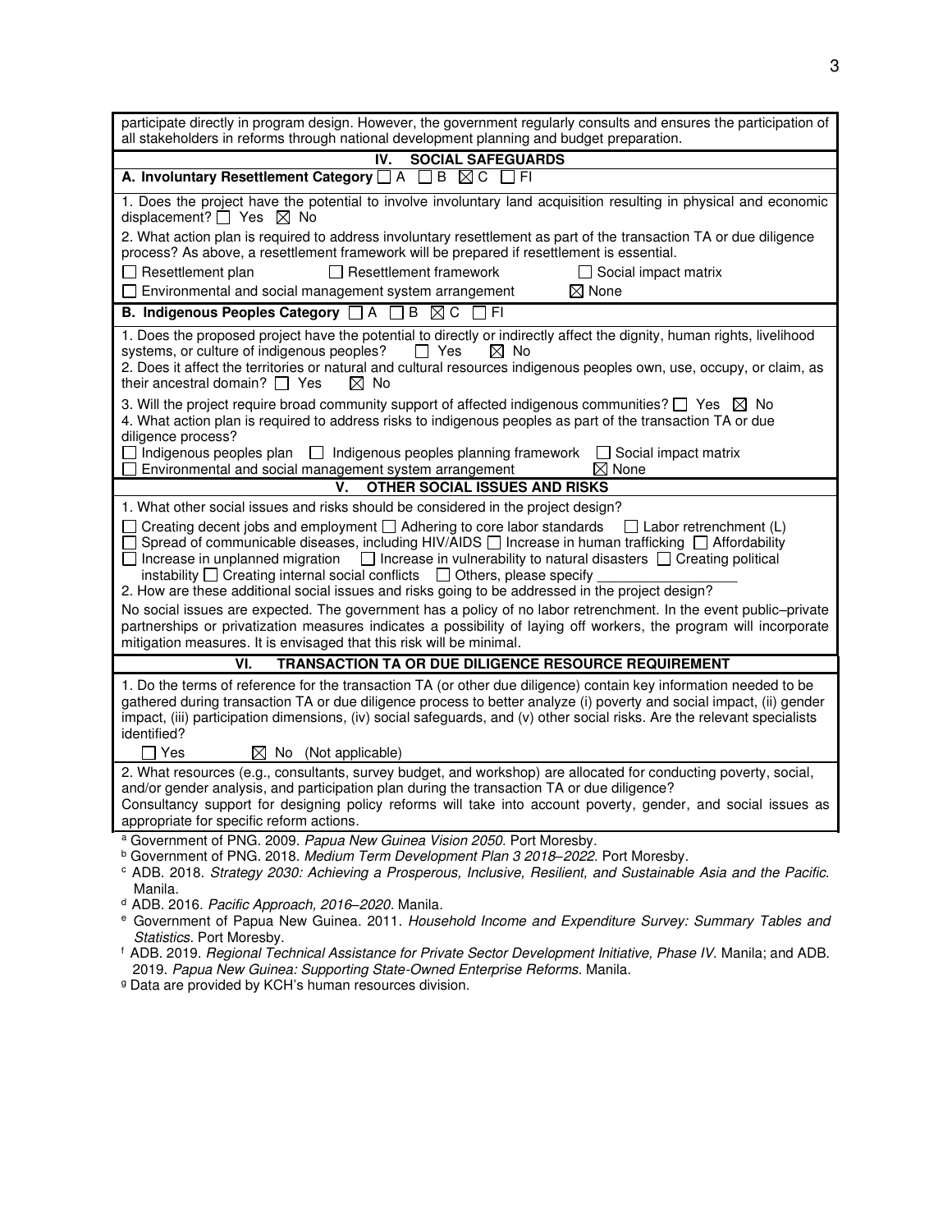participate directly in program design. However, the government regularly consults and ensures the participation of all stakeholders in reforms through national development planning and budget preparation.

## IV. SOCIAL SAFEGUARDS

**A. Involuntary Resettlement Category** ☐ A ☐ B ☒ C ☐ FI

1. Does the project have the potential to involve involuntary land acquisition resulting in physical and economic displacement? ☐ Yes ☒ No

2. What action plan is required to address involuntary resettlement as part of the transaction TA or due diligence process? As above, a resettlement framework will be prepared if resettlement is essential.

☐ Resettlement plan ☐ Resettlement framework ☐ Social impact matrix
☐ Environmental and social management system arrangement ☒ None

**B. Indigenous Peoples Category** ☐ A ☐ B ☒ C ☐ FI

1. Does the proposed project have the potential to directly or indirectly affect the dignity, human rights, livelihood systems, or culture of indigenous peoples? ☐ Yes ☒ No
2. Does it affect the territories or natural and cultural resources indigenous peoples own, use, occupy, or claim, as their ancestral domain? ☐ Yes ☒ No

3. Will the project require broad community support of affected indigenous communities? ☐ Yes ☒ No
4. What action plan is required to address risks to indigenous peoples as part of the transaction TA or due diligence process?
☐ Indigenous peoples plan ☐ Indigenous peoples planning framework ☐ Social impact matrix
☐ Environmental and social management system arrangement ☒ None

## V. OTHER SOCIAL ISSUES AND RISKS

1. What other social issues and risks should be considered in the project design?

☐ Creating decent jobs and employment ☐ Adhering to core labor standards ☐ Labor retrenchment (L)
☐ Spread of communicable diseases, including HIV/AIDS ☐ Increase in human trafficking ☐ Affordability
☐ Increase in unplanned migration ☐ Increase in vulnerability to natural disasters ☐ Creating political instability ☐ Creating internal social conflicts ☐ Others, please specify ________________
2. How are these additional social issues and risks going to be addressed in the project design?

No social issues are expected. The government has a policy of no labor retrenchment. In the event public–private partnerships or privatization measures indicates a possibility of laying off workers, the program will incorporate mitigation measures. It is envisaged that this risk will be minimal.

## VI. TRANSACTION TA OR DUE DILIGENCE RESOURCE REQUIREMENT

1. Do the terms of reference for the transaction TA (or other due diligence) contain key information needed to be gathered during transaction TA or due diligence process to better analyze (i) poverty and social impact, (ii) gender impact, (iii) participation dimensions, (iv) social safeguards, and (v) other social risks. Are the relevant specialists identified?

☐ Yes ☒ No (Not applicable)

2. What resources (e.g., consultants, survey budget, and workshop) are allocated for conducting poverty, social, and/or gender analysis, and participation plan during the transaction TA or due diligence?
Consultancy support for designing policy reforms will take into account poverty, gender, and social issues as appropriate for specific reform actions.

[a] Government of PNG. 2009. *Papua New Guinea Vision 2050.* Port Moresby.
[b] Government of PNG. 2018. *Medium Term Development Plan 3 2018–2022.* Port Moresby.
[c] ADB. 2018. *Strategy 2030: Achieving a Prosperous, Inclusive, Resilient, and Sustainable Asia and the Pacific.* Manila.
[d] ADB. 2016. *Pacific Approach, 2016–2020.* Manila.
[e] Government of Papua New Guinea. 2011. *Household Income and Expenditure Survey: Summary Tables and Statistics.* Port Moresby.
[f] ADB. 2019. *Regional Technical Assistance for Private Sector Development Initiative, Phase IV.* Manila; and ADB. 2019. *Papua New Guinea: Supporting State-Owned Enterprise Reforms.* Manila.
[g] Data are provided by KCH's human resources division.